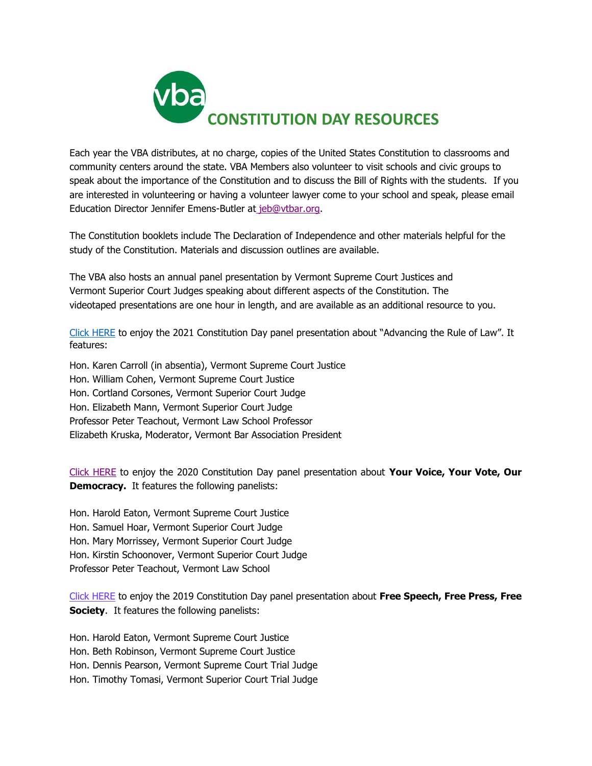# CONSTITUTION DAY RESOURCES

Each year the VBA distributes, at no charge, copies of the United States Constitution to classrooms and community centers around the state. VBA Members also volunteer to visit schools and civic groups to speak about the importance of the Constitution and to discuss the Bill of Rights with the students. If you are interested in volunteering or having a volunteer lawyer come to your school and speak, please email Education Director Jennifer Emens-Butler at jeb@vtbar.org.

The Constitution booklets include The Declaration of Independence and other materials helpful for the study of the Constitution. Materials and discussion outlines are available.

The VBA also hosts an annual panel presentation by Vermont Supreme Court Justices and Vermont Superior Court Judges speaking about different aspects of the Constitution. The videotaped presentations are one hour in length, and are available as an additional resource to you.

Click HERE to enjoy the 2021 Constitution Day panel presentation about "Advancing the Rule of Law". It features:

Hon. Karen Carroll (in absentia), Vermont Supreme Court Justice
Hon. William Cohen, Vermont Supreme Court Justice
Hon. Cortland Corsones, Vermont Superior Court Judge
Hon. Elizabeth Mann, Vermont Superior Court Judge
Professor Peter Teachout, Vermont Law School Professor
Elizabeth Kruska, Moderator, Vermont Bar Association President

Click HERE to enjoy the 2020 Constitution Day panel presentation about **Your Voice, Your Vote, Our Democracy.** It features the following panelists:

Hon. Harold Eaton, Vermont Supreme Court Justice
Hon. Samuel Hoar, Vermont Superior Court Judge
Hon. Mary Morrissey, Vermont Superior Court Judge
Hon. Kirstin Schoonover, Vermont Superior Court Judge
Professor Peter Teachout, Vermont Law School

Click HERE to enjoy the 2019 Constitution Day panel presentation about **Free Speech, Free Press, Free Society**. It features the following panelists:

Hon. Harold Eaton, Vermont Supreme Court Justice
Hon. Beth Robinson, Vermont Supreme Court Justice
Hon. Dennis Pearson, Vermont Supreme Court Trial Judge
Hon. Timothy Tomasi, Vermont Superior Court Trial Judge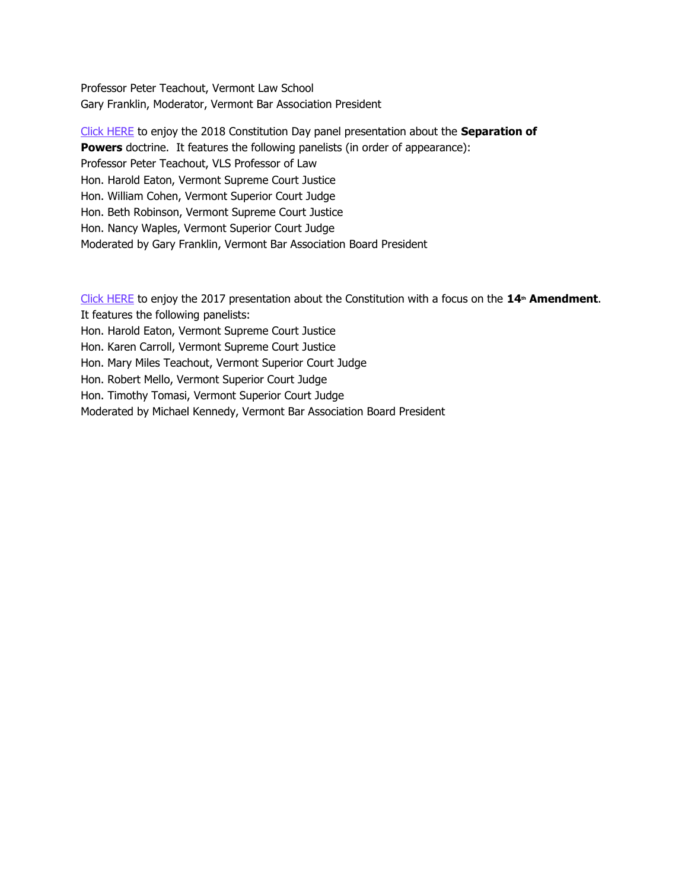Professor Peter Teachout, Vermont Law School
Gary Franklin, Moderator, Vermont Bar Association President

Click HERE to enjoy the 2018 Constitution Day panel presentation about the **Separation of Powers** doctrine. It features the following panelists (in order of appearance):
Professor Peter Teachout, VLS Professor of Law
Hon. Harold Eaton, Vermont Supreme Court Justice
Hon. William Cohen, Vermont Superior Court Judge
Hon. Beth Robinson, Vermont Supreme Court Justice
Hon. Nancy Waples, Vermont Superior Court Judge
Moderated by Gary Franklin, Vermont Bar Association Board President

Click HERE to enjoy the 2017 presentation about the Constitution with a focus on the **14th Amendment**.
It features the following panelists:
Hon. Harold Eaton, Vermont Supreme Court Justice
Hon. Karen Carroll, Vermont Supreme Court Justice
Hon. Mary Miles Teachout, Vermont Superior Court Judge
Hon. Robert Mello, Vermont Superior Court Judge
Hon. Timothy Tomasi, Vermont Superior Court Judge
Moderated by Michael Kennedy, Vermont Bar Association Board President